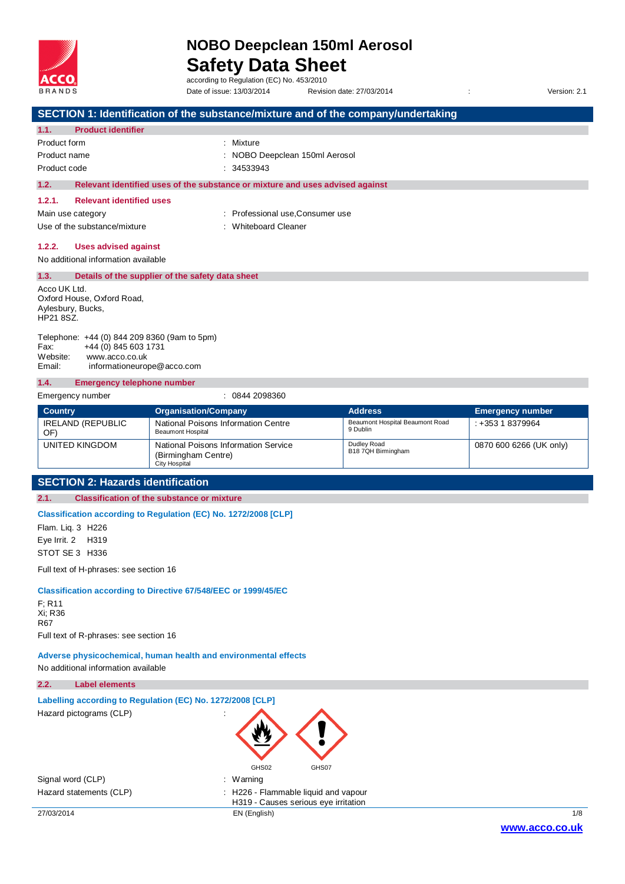# NOBO Deepclean 150ml Aerosol
# Safety Data Sheet

according to Regulation (EC) No. 453/2010

Date of issue: 13/03/2014 Revision date: 27/03/2014 : Version: 2.1

## SECTION 1: Identification of the substance/mixture and of the company/undertaking

### 1.1. Product identifier

Product form : Mixture

Product name : NOBO Deepclean 150ml Aerosol

Product code : 34533943

### 1.2. Relevant identified uses of the substance or mixture and uses advised against

#### 1.2.1. Relevant identified uses

Main use category : Professional use,Consumer use

Use of the substance/mixture : Whiteboard Cleaner

#### 1.2.2. Uses advised against

No additional information available

### 1.3. Details of the supplier of the safety data sheet

Acco UK Ltd.
Oxford House, Oxford Road,
Aylesbury, Bucks,
HP21 8SZ.

Telephone: +44 (0) 844 209 8360 (9am to 5pm)
Fax: +44 (0) 845 603 1731
Website: www.acco.co.uk
Email: informationeurope@acco.com

### 1.4. Emergency telephone number

Emergency number : 0844 2098360

| Country | Organisation/Company | Address | Emergency number |
|---|---|---|---|
| IRELAND (REPUBLIC OF) | National Poisons Information Centre Beaumont Hospital | Beaumont Hospital Beaumont Road 9 Dublin | : +353 1 8379964 |
| UNITED KINGDOM | National Poisons Information Service (Birmingham Centre) City Hospital | Dudley Road B18 7QH Birmingham | 0870 600 6266 (UK only) |

## SECTION 2: Hazards identification

### 2.1. Classification of the substance or mixture

**Classification according to Regulation (EC) No. 1272/2008 [CLP]**

Flam. Liq. 3 H226

Eye Irrit. 2 H319

STOT SE 3 H336

Full text of H-phrases: see section 16

**Classification according to Directive 67/548/EEC or 1999/45/EC**

F; R11
Xi; R36
R67

Full text of R-phrases: see section 16

**Adverse physicochemical, human health and environmental effects**

No additional information available

### 2.2. Label elements

**Labelling according to Regulation (EC) No. 1272/2008 [CLP]**

Hazard pictograms (CLP) :

GHS02 GHS07

Signal word (CLP) : Warning

Hazard statements (CLP) : H226 - Flammable liquid and vapour
H319 - Causes serious eye irritation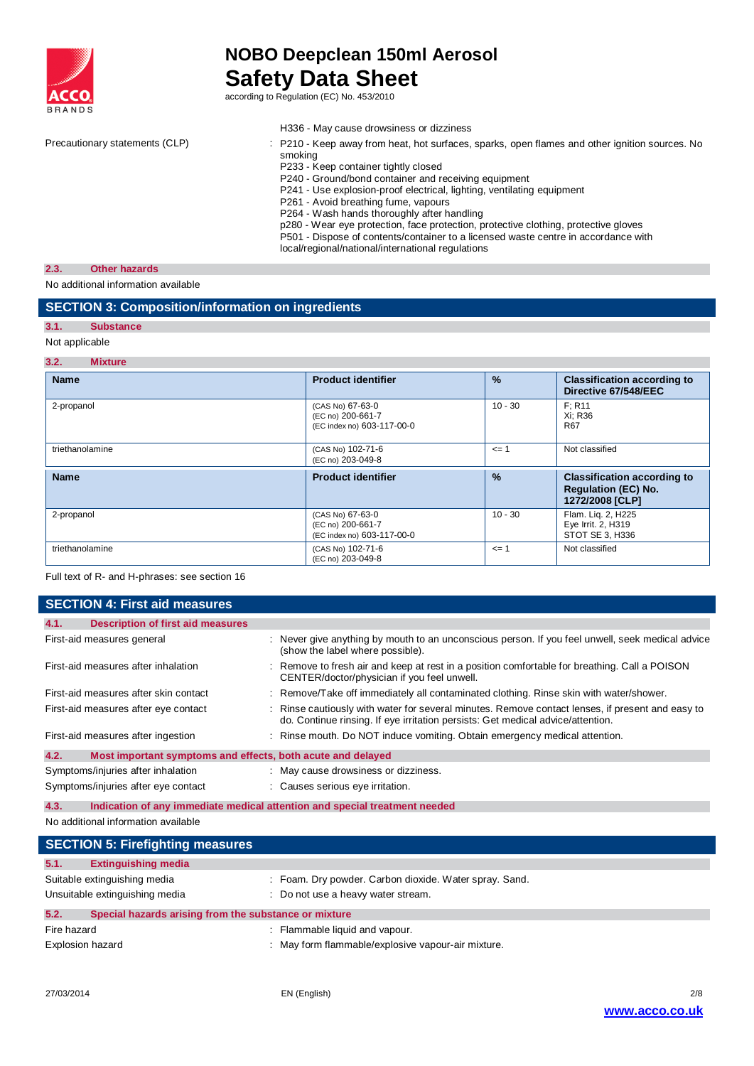H336 - May cause drowsiness or dizziness

Precautionary statements (CLP) : P210 - Keep away from heat, hot surfaces, sparks, open flames and other ignition sources. No smoking
P233 - Keep container tightly closed
P240 - Ground/bond container and receiving equipment
P241 - Use explosion-proof electrical, lighting, ventilating equipment
P261 - Avoid breathing fume, vapours
P264 - Wash hands thoroughly after handling
p280 - Wear eye protection, face protection, protective clothing, protective gloves
P501 - Dispose of contents/container to a licensed waste centre in accordance with local/regional/national/international regulations

### 2.3. Other hazards

No additional information available

## SECTION 3: Composition/information on ingredients

### 3.1. Substance

Not applicable

### 3.2. Mixture

| Name | Product identifier | % | Classification according to Directive 67/548/EEC |
|---|---|---|---|
| 2-propanol | (CAS No) 67-63-0<br>(EC no) 200-661-7<br>(EC index no) 603-117-00-0 | 10 - 30 | F; R11<br>Xi; R36<br>R67 |
| triethanolamine | (CAS No) 102-71-6<br>(EC no) 203-049-8 | <= 1 | Not classified |
| **Name** | **Product identifier** | **%** | **Classification according to Regulation (EC) No. 1272/2008 [CLP]** |
| 2-propanol | (CAS No) 67-63-0<br>(EC no) 200-661-7<br>(EC index no) 603-117-00-0 | 10 - 30 | Flam. Liq. 2, H225<br>Eye Irrit. 2, H319<br>STOT SE 3, H336 |
| triethanolamine | (CAS No) 102-71-6<br>(EC no) 203-049-8 | <= 1 | Not classified |

Full text of R- and H-phrases: see section 16

## SECTION 4: First aid measures

### 4.1. Description of first aid measures

First-aid measures general : Never give anything by mouth to an unconscious person. If you feel unwell, seek medical advice (show the label where possible).

First-aid measures after inhalation : Remove to fresh air and keep at rest in a position comfortable for breathing. Call a POISON CENTER/doctor/physician if you feel unwell.

First-aid measures after skin contact : Remove/Take off immediately all contaminated clothing. Rinse skin with water/shower.

First-aid measures after eye contact : Rinse cautiously with water for several minutes. Remove contact lenses, if present and easy to do. Continue rinsing. If eye irritation persists: Get medical advice/attention.

First-aid measures after ingestion : Rinse mouth. Do NOT induce vomiting. Obtain emergency medical attention.

### 4.2. Most important symptoms and effects, both acute and delayed

Symptoms/injuries after inhalation : May cause drowsiness or dizziness.

Symptoms/injuries after eye contact : Causes serious eye irritation.

### 4.3. Indication of any immediate medical attention and special treatment needed

No additional information available

## SECTION 5: Firefighting measures

### 5.1. Extinguishing media

Suitable extinguishing media : Foam. Dry powder. Carbon dioxide. Water spray. Sand.

Unsuitable extinguishing media : Do not use a heavy water stream.

### 5.2. Special hazards arising from the substance or mixture

Fire hazard : Flammable liquid and vapour.

Explosion hazard : May form flammable/explosive vapour-air mixture.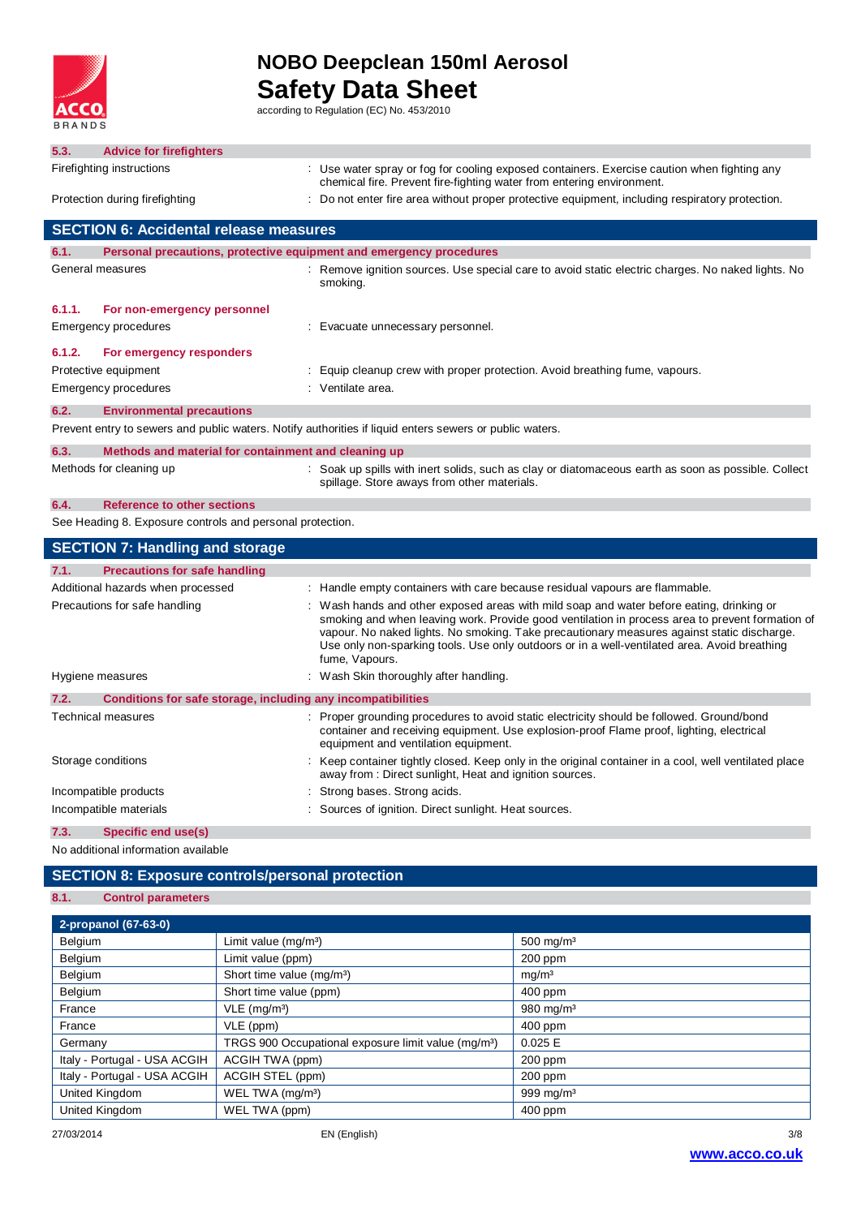### 5.3. Advice for firefighters

Firefighting instructions : Use water spray or fog for cooling exposed containers. Exercise caution when fighting any chemical fire. Prevent fire-fighting water from entering environment.

Protection during firefighting : Do not enter fire area without proper protective equipment, including respiratory protection.

## SECTION 6: Accidental release measures

### 6.1. Personal precautions, protective equipment and emergency procedures

General measures : Remove ignition sources. Use special care to avoid static electric charges. No naked lights. No smoking.

#### 6.1.1. For non-emergency personnel

Emergency procedures : Evacuate unnecessary personnel.

#### 6.1.2. For emergency responders

Protective equipment : Equip cleanup crew with proper protection. Avoid breathing fume, vapours.

Emergency procedures : Ventilate area.

### 6.2. Environmental precautions

Prevent entry to sewers and public waters. Notify authorities if liquid enters sewers or public waters.

### 6.3. Methods and material for containment and cleaning up

Methods for cleaning up : Soak up spills with inert solids, such as clay or diatomaceous earth as soon as possible. Collect spillage. Store aways from other materials.

### 6.4. Reference to other sections

See Heading 8. Exposure controls and personal protection.

## SECTION 7: Handling and storage

### 7.1. Precautions for safe handling

Additional hazards when processed : Handle empty containers with care because residual vapours are flammable.

Precautions for safe handling : Wash hands and other exposed areas with mild soap and water before eating, drinking or smoking and when leaving work. Provide good ventilation in process area to prevent formation of vapour. No naked lights. No smoking. Take precautionary measures against static discharge. Use only non-sparking tools. Use only outdoors or in a well-ventilated area. Avoid breathing fume, Vapours.

Hygiene measures : Wash Skin thoroughly after handling.

### 7.2. Conditions for safe storage, including any incompatibilities

Technical measures : Proper grounding procedures to avoid static electricity should be followed. Ground/bond container and receiving equipment. Use explosion-proof Flame proof, lighting, electrical equipment and ventilation equipment.

Storage conditions : Keep container tightly closed. Keep only in the original container in a cool, well ventilated place away from : Direct sunlight, Heat and ignition sources.

Incompatible products : Strong bases. Strong acids.

Incompatible materials : Sources of ignition. Direct sunlight. Heat sources.

### 7.3. Specific end use(s)

No additional information available

## SECTION 8: Exposure controls/personal protection

### 8.1. Control parameters

| 2-propanol (67-63-0) | | |
|---|---|---|
| Belgium | Limit value (mg/m³) | 500 mg/m³ |
| Belgium | Limit value (ppm) | 200 ppm |
| Belgium | Short time value (mg/m³) | mg/m³ |
| Belgium | Short time value (ppm) | 400 ppm |
| France | VLE (mg/m³) | 980 mg/m³ |
| France | VLE (ppm) | 400 ppm |
| Germany | TRGS 900 Occupational exposure limit value (mg/m³) | 0.025 E |
| Italy - Portugal - USA ACGIH | ACGIH TWA (ppm) | 200 ppm |
| Italy - Portugal - USA ACGIH | ACGIH STEL (ppm) | 200 ppm |
| United Kingdom | WEL TWA (mg/m³) | 999 mg/m³ |
| United Kingdom | WEL TWA (ppm) | 400 ppm |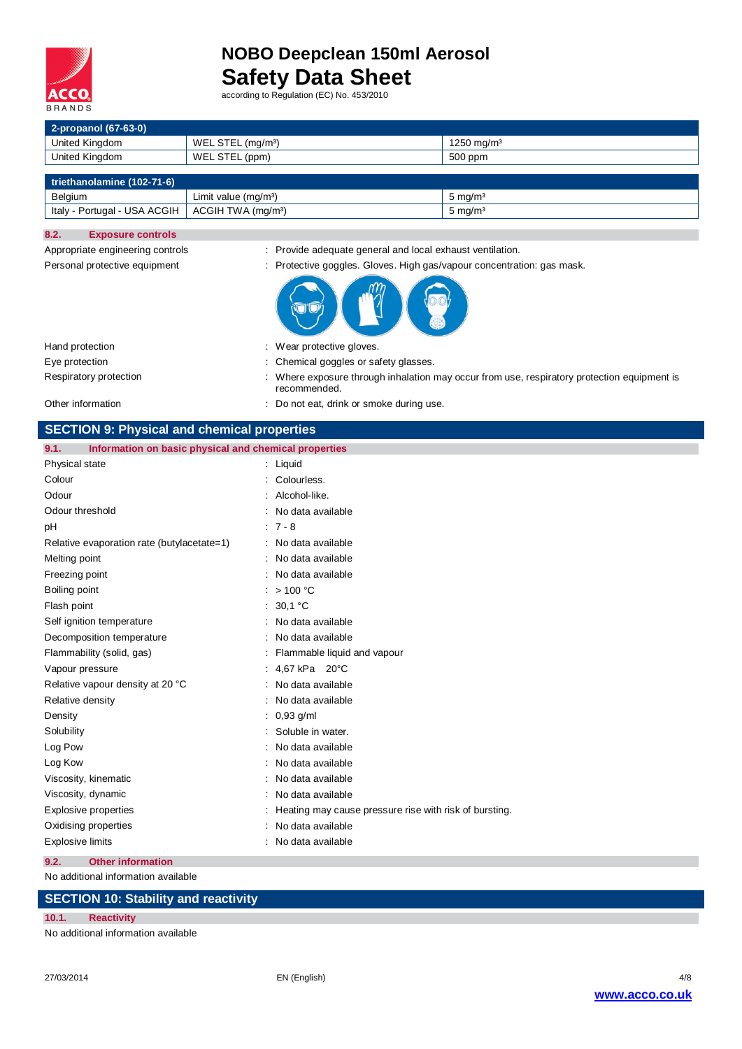| 2-propanol (67-63-0) | | |
|---|---|---|
| United Kingdom | WEL STEL (mg/m³) | 1250 mg/m³ |
| United Kingdom | WEL STEL (ppm) | 500 ppm |

| triethanolamine (102-71-6) | | |
|---|---|---|
| Belgium | Limit value (mg/m³) | 5 mg/m³ |
| Italy - Portugal - USA ACGIH | ACGIH TWA (mg/m³) | 5 mg/m³ |

### 8.2. Exposure controls

Appropriate engineering controls : Provide adequate general and local exhaust ventilation.

Personal protective equipment : Protective goggles. Gloves. High gas/vapour concentration: gas mask.

Hand protection : Wear protective gloves.

Eye protection : Chemical goggles or safety glasses.

Respiratory protection : Where exposure through inhalation may occur from use, respiratory protection equipment is recommended.

Other information : Do not eat, drink or smoke during use.

## SECTION 9: Physical and chemical properties

### 9.1. Information on basic physical and chemical properties

| | |
|---|---|
| Physical state | : Liquid |
| Colour | : Colourless. |
| Odour | : Alcohol-like. |
| Odour threshold | : No data available |
| pH | : 7 - 8 |
| Relative evaporation rate (butylacetate=1) | : No data available |
| Melting point | : No data available |
| Freezing point | : No data available |
| Boiling point | : > 100 °C |
| Flash point | : 30,1 °C |
| Self ignition temperature | : No data available |
| Decomposition temperature | : No data available |
| Flammability (solid, gas) | : Flammable liquid and vapour |
| Vapour pressure | : 4,67 kPa 20°C |
| Relative vapour density at 20 °C | : No data available |
| Relative density | : No data available |
| Density | : 0,93 g/ml |
| Solubility | : Soluble in water. |
| Log Pow | : No data available |
| Log Kow | : No data available |
| Viscosity, kinematic | : No data available |
| Viscosity, dynamic | : No data available |
| Explosive properties | : Heating may cause pressure rise with risk of bursting. |
| Oxidising properties | : No data available |
| Explosive limits | : No data available |

### 9.2. Other information

No additional information available

## SECTION 10: Stability and reactivity

### 10.1. Reactivity

No additional information available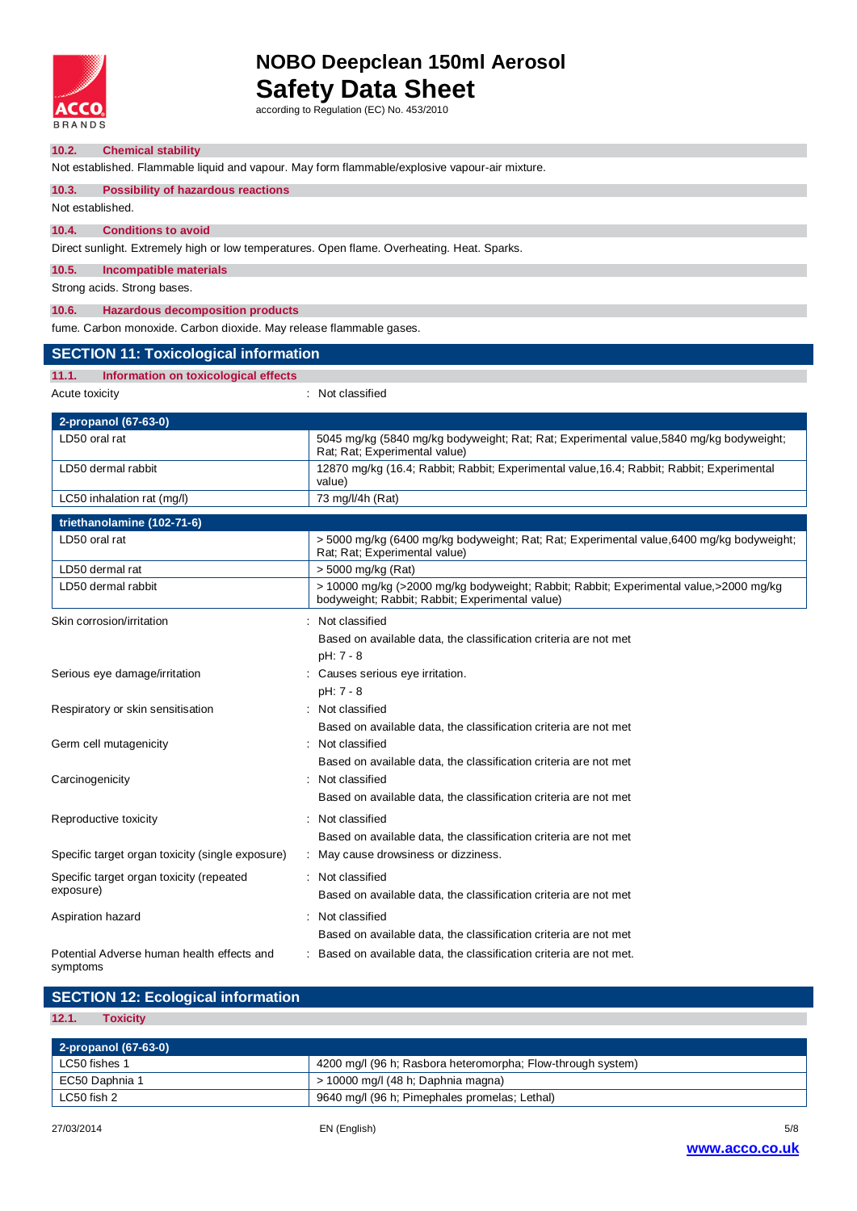### 10.2. Chemical stability

Not established. Flammable liquid and vapour. May form flammable/explosive vapour-air mixture.

### 10.3. Possibility of hazardous reactions

Not established.

### 10.4. Conditions to avoid

Direct sunlight. Extremely high or low temperatures. Open flame. Overheating. Heat. Sparks.

### 10.5. Incompatible materials

Strong acids. Strong bases.

### 10.6. Hazardous decomposition products

fume. Carbon monoxide. Carbon dioxide. May release flammable gases.

## SECTION 11: Toxicological information

### 11.1. Information on toxicological effects

Acute toxicity : Not classified

| 2-propanol (67-63-0) | |
|---|---|
| LD50 oral rat | 5045 mg/kg (5840 mg/kg bodyweight; Rat; Rat; Experimental value,5840 mg/kg bodyweight; Rat; Rat; Experimental value) |
| LD50 dermal rabbit | 12870 mg/kg (16.4; Rabbit; Rabbit; Experimental value,16.4; Rabbit; Rabbit; Experimental value) |
| LC50 inhalation rat (mg/l) | 73 mg/l/4h (Rat) |

| triethanolamine (102-71-6) | |
|---|---|
| LD50 oral rat | > 5000 mg/kg (6400 mg/kg bodyweight; Rat; Rat; Experimental value,6400 mg/kg bodyweight; Rat; Rat; Experimental value) |
| LD50 dermal rat | > 5000 mg/kg (Rat) |
| LD50 dermal rabbit | > 10000 mg/kg (>2000 mg/kg bodyweight; Rabbit; Rabbit; Experimental value,>2000 mg/kg bodyweight; Rabbit; Rabbit; Experimental value) |

Skin corrosion/irritation : Not classified
Based on available data, the classification criteria are not met
pH: 7 - 8

Serious eye damage/irritation : Causes serious eye irritation.
pH: 7 - 8

Respiratory or skin sensitisation : Not classified
Based on available data, the classification criteria are not met

Germ cell mutagenicity : Not classified
Based on available data, the classification criteria are not met

Carcinogenicity : Not classified
Based on available data, the classification criteria are not met

Reproductive toxicity : Not classified
Based on available data, the classification criteria are not met

Specific target organ toxicity (single exposure) : May cause drowsiness or dizziness.

Specific target organ toxicity (repeated exposure) : Not classified
Based on available data, the classification criteria are not met

Aspiration hazard : Not classified
Based on available data, the classification criteria are not met

Potential Adverse human health effects and symptoms : Based on available data, the classification criteria are not met.

## SECTION 12: Ecological information

### 12.1. Toxicity

| 2-propanol (67-63-0) | |
|---|---|
| LC50 fishes 1 | 4200 mg/l (96 h; Rasbora heteromorpha; Flow-through system) |
| EC50 Daphnia 1 | > 10000 mg/l (48 h; Daphnia magna) |
| LC50 fish 2 | 9640 mg/l (96 h; Pimephales promelas; Lethal) |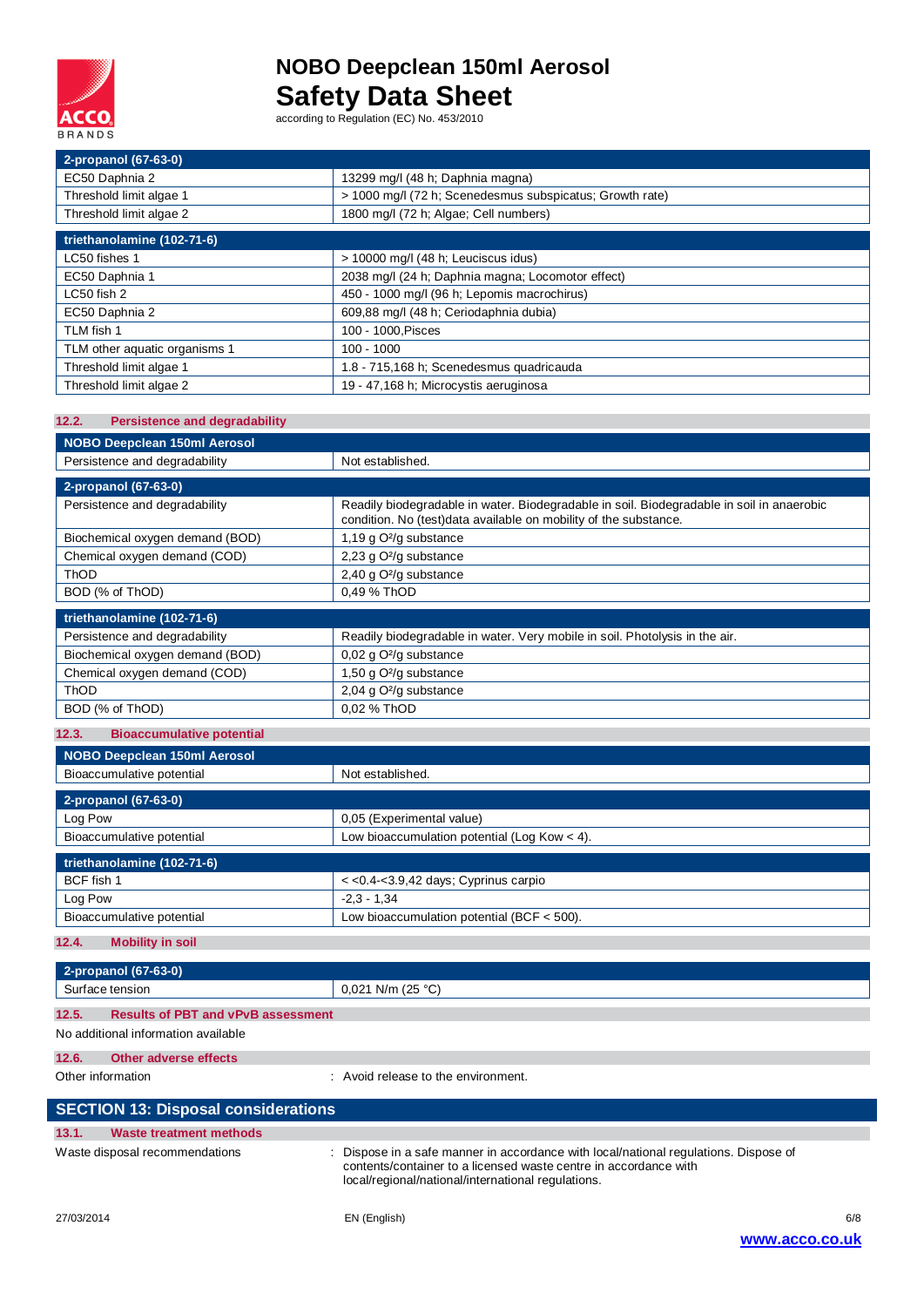| 2-propanol (67-63-0) | |
|---|---|
| EC50 Daphnia 2 | 13299 mg/l (48 h; Daphnia magna) |
| Threshold limit algae 1 | > 1000 mg/l (72 h; Scenedesmus subspicatus; Growth rate) |
| Threshold limit algae 2 | 1800 mg/l (72 h; Algae; Cell numbers) |

| triethanolamine (102-71-6) | |
|---|---|
| LC50 fishes 1 | > 10000 mg/l (48 h; Leuciscus idus) |
| EC50 Daphnia 1 | 2038 mg/l (24 h; Daphnia magna; Locomotor effect) |
| LC50 fish 2 | 450 - 1000 mg/l (96 h; Lepomis macrochirus) |
| EC50 Daphnia 2 | 609,88 mg/l (48 h; Ceriodaphnia dubia) |
| TLM fish 1 | 100 - 1000,Pisces |
| TLM other aquatic organisms 1 | 100 - 1000 |
| Threshold limit algae 1 | 1.8 - 715,168 h; Scenedesmus quadricauda |
| Threshold limit algae 2 | 19 - 47,168 h; Microcystis aeruginosa |

### 12.2. Persistence and degradability

| NOBO Deepclean 150ml Aerosol | |
|---|---|
| Persistence and degradability | Not established. |

| 2-propanol (67-63-0) | |
|---|---|
| Persistence and degradability | Readily biodegradable in water. Biodegradable in soil. Biodegradable in soil in anaerobic condition. No (test)data available on mobility of the substance. |
| Biochemical oxygen demand (BOD) | 1,19 g $O^2$/g substance |
| Chemical oxygen demand (COD) | 2,23 g $O^2$/g substance |
| ThOD | 2,40 g $O^2$/g substance |
| BOD (% of ThOD) | 0,49 % ThOD |

| triethanolamine (102-71-6) | |
|---|---|
| Persistence and degradability | Readily biodegradable in water. Very mobile in soil. Photolysis in the air. |
| Biochemical oxygen demand (BOD) | 0,02 g $O^2$/g substance |
| Chemical oxygen demand (COD) | 1,50 g $O^2$/g substance |
| ThOD | 2,04 g $O^2$/g substance |
| BOD (% of ThOD) | 0,02 % ThOD |

### 12.3. Bioaccumulative potential

| NOBO Deepclean 150ml Aerosol | |
|---|---|
| Bioaccumulative potential | Not established. |

| 2-propanol (67-63-0) | |
|---|---|
| Log Pow | 0,05 (Experimental value) |
| Bioaccumulative potential | Low bioaccumulation potential (Log Kow < 4). |

| triethanolamine (102-71-6) | |
|---|---|
| BCF fish 1 | < <0.4-<3.9,42 days; Cyprinus carpio |
| Log Pow | -2,3 - 1,34 |
| Bioaccumulative potential | Low bioaccumulation potential (BCF < 500). |

### 12.4. Mobility in soil

| 2-propanol (67-63-0) | |
|---|---|
| Surface tension | 0,021 N/m (25 °C) |

### 12.5. Results of PBT and vPvB assessment

No additional information available

### 12.6. Other adverse effects

Other information : Avoid release to the environment.

## SECTION 13: Disposal considerations

### 13.1. Waste treatment methods

Waste disposal recommendations : Dispose in a safe manner in accordance with local/national regulations. Dispose of contents/container to a licensed waste centre in accordance with local/regional/national/international regulations.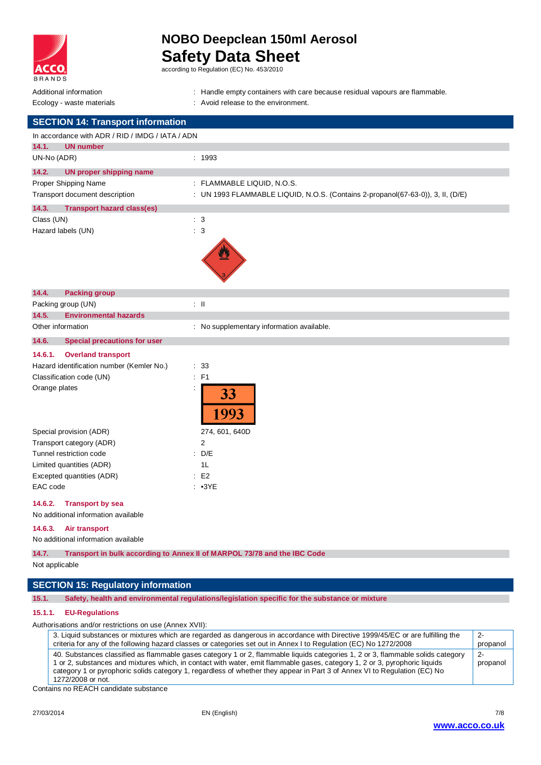Additional information : Handle empty containers with care because residual vapours are flammable.

Ecology - waste materials : Avoid release to the environment.

## SECTION 14: Transport information

In accordance with ADR / RID / IMDG / IATA / ADN

### 14.1. UN number

UN-No (ADR) : 1993

### 14.2. UN proper shipping name

Proper Shipping Name : FLAMMABLE LIQUID, N.O.S.

Transport document description : UN 1993 FLAMMABLE LIQUID, N.O.S. (Contains 2-propanol(67-63-0)), 3, II, (D/E)

### 14.3. Transport hazard class(es)

Class (UN) : 3

Hazard labels (UN) : 3

### 14.4. Packing group

Packing group (UN) : II

### 14.5. Environmental hazards

Other information : No supplementary information available.

### 14.6. Special precautions for user

#### 14.6.1. Overland transport

Hazard identification number (Kemler No.) : 33

Classification code (UN) : F1

Orange plates :

| 33 |
|---|
| 1993 |

Special provision (ADR) 274, 601, 640D

Transport category (ADR) 2

Tunnel restriction code : D/E

Limited quantities (ADR) 1L

Excepted quantities (ADR) : E2

EAC code : •3YE

#### 14.6.2. Transport by sea

No additional information available

#### 14.6.3. Air transport

No additional information available

### 14.7. Transport in bulk according to Annex II of MARPOL 73/78 and the IBC Code

Not applicable

## SECTION 15: Regulatory information

### 15.1. Safety, health and environmental regulations/legislation specific for the substance or mixture

#### 15.1.1. EU-Regulations

Authorisations and/or restrictions on use (Annex XVII):

| Restriction | Substance |
|---|---|
| 3. Liquid substances or mixtures which are regarded as dangerous in accordance with Directive 1999/45/EC or are fulfilling the criteria for any of the following hazard classes or categories set out in Annex I to Regulation (EC) No 1272/2008 | 2-propanol |
| 40. Substances classified as flammable gases category 1 or 2, flammable liquids categories 1, 2 or 3, flammable solids category 1 or 2, substances and mixtures which, in contact with water, emit flammable gases, category 1, 2 or 3, pyrophoric liquids category 1 or pyrophoric solids category 1, regardless of whether they appear in Part 3 of Annex VI to Regulation (EC) No 1272/2008 or not. | 2-propanol |

Contains no REACH candidate substance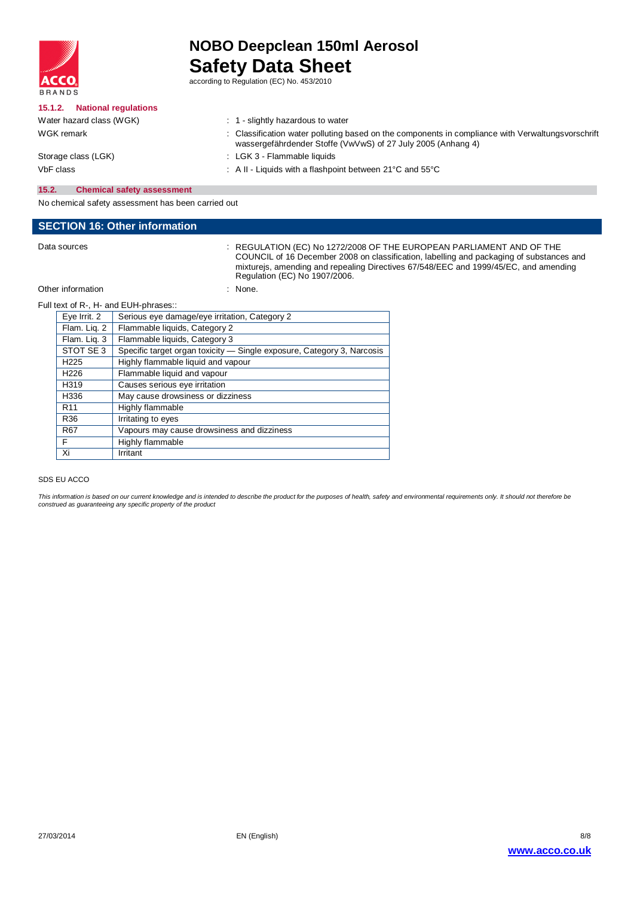#### 15.1.2. National regulations

Water hazard class (WGK) : 1 - slightly hazardous to water

WGK remark : Classification water polluting based on the components in compliance with Verwaltungsvorschrift wassergefährdender Stoffe (VwVwS) of 27 July 2005 (Anhang 4)

Storage class (LGK) : LGK 3 - Flammable liquids

VbF class : A II - Liquids with a flashpoint between 21°C and 55°C

### 15.2. Chemical safety assessment

No chemical safety assessment has been carried out

## SECTION 16: Other information

Data sources : REGULATION (EC) No 1272/2008 OF THE EUROPEAN PARLIAMENT AND OF THE COUNCIL of 16 December 2008 on classification, labelling and packaging of substances and mixturejs, amending and repealing Directives 67/548/EEC and 1999/45/EC, and amending Regulation (EC) No 1907/2006.

Other information : None.

Full text of R-, H- and EUH-phrases::

| | |
|---|---|
| Eye Irrit. 2 | Serious eye damage/eye irritation, Category 2 |
| Flam. Liq. 2 | Flammable liquids, Category 2 |
| Flam. Liq. 3 | Flammable liquids, Category 3 |
| STOT SE 3 | Specific target organ toxicity — Single exposure, Category 3, Narcosis |
| H225 | Highly flammable liquid and vapour |
| H226 | Flammable liquid and vapour |
| H319 | Causes serious eye irritation |
| H336 | May cause drowsiness or dizziness |
| R11 | Highly flammable |
| R36 | Irritating to eyes |
| R67 | Vapours may cause drowsiness and dizziness |
| F | Highly flammable |
| Xi | Irritant |

SDS EU ACCO

*This information is based on our current knowledge and is intended to describe the product for the purposes of health, safety and environmental requirements only. It should not therefore be construed as guaranteeing any specific property of the product*